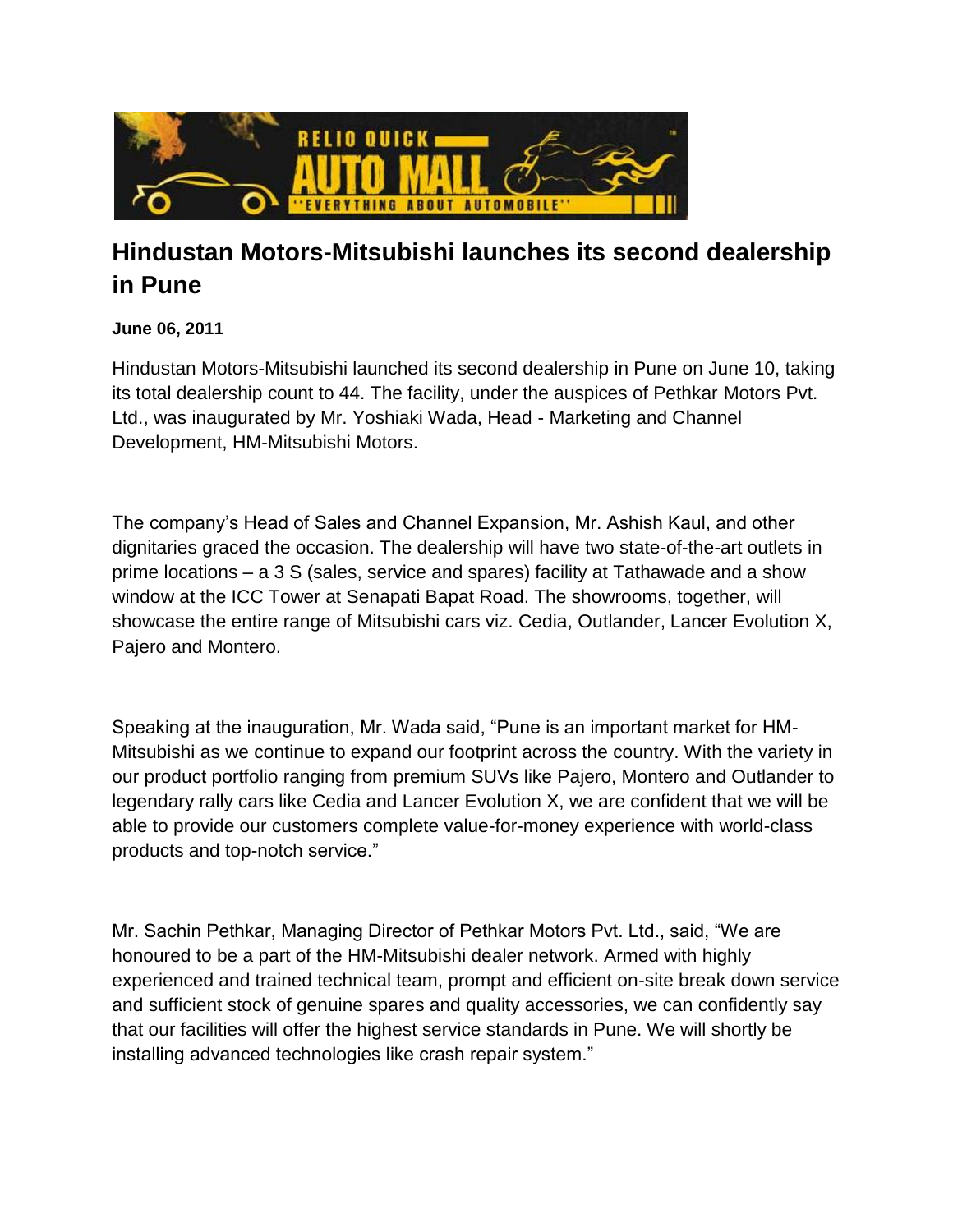# Hindustan Motors-Mitsubishi launches its second dealership in Pune

**June 06, 2011**

Hindustan Motors-Mitsubishi launched its second dealership in Pune on June 10, taking its total dealership count to 44. The facility, under the auspices of Pethkar Motors Pvt. Ltd., was inaugurated by Mr. Yoshiaki Wada, Head - Marketing and Channel Development, HM-Mitsubishi Motors.

The company's Head of Sales and Channel Expansion, Mr. Ashish Kaul, and other dignitaries graced the occasion. The dealership will have two state-of-the-art outlets in prime locations – a 3 S (sales, service and spares) facility at Tathawade and a show window at the ICC Tower at Senapati Bapat Road. The showrooms, together, will showcase the entire range of Mitsubishi cars viz. Cedia, Outlander, Lancer Evolution X, Pajero and Montero.

Speaking at the inauguration, Mr. Wada said, "Pune is an important market for HM-Mitsubishi as we continue to expand our footprint across the country. With the variety in our product portfolio ranging from premium SUVs like Pajero, Montero and Outlander to legendary rally cars like Cedia and Lancer Evolution X, we are confident that we will be able to provide our customers complete value-for-money experience with world-class products and top-notch service."

Mr. Sachin Pethkar, Managing Director of Pethkar Motors Pvt. Ltd., said, "We are honoured to be a part of the HM-Mitsubishi dealer network. Armed with highly experienced and trained technical team, prompt and efficient on-site break down service and sufficient stock of genuine spares and quality accessories, we can confidently say that our facilities will offer the highest service standards in Pune. We will shortly be installing advanced technologies like crash repair system."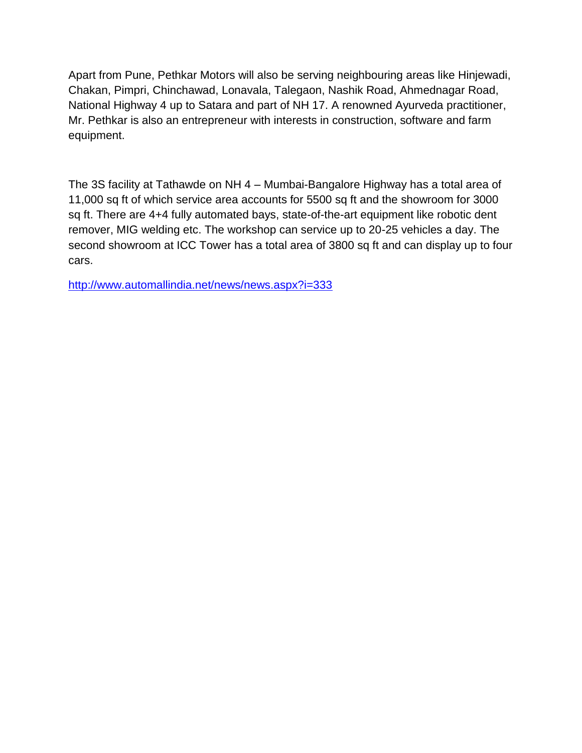Apart from Pune, Pethkar Motors will also be serving neighbouring areas like Hinjewadi, Chakan, Pimpri, Chinchawad, Lonavala, Talegaon, Nashik Road, Ahmednagar Road, National Highway 4 up to Satara and part of NH 17. A renowned Ayurveda practitioner, Mr. Pethkar is also an entrepreneur with interests in construction, software and farm equipment.

The 3S facility at Tathawde on NH 4 – Mumbai-Bangalore Highway has a total area of 11,000 sq ft of which service area accounts for 5500 sq ft and the showroom for 3000 sq ft. There are 4+4 fully automated bays, state-of-the-art equipment like robotic dent remover, MIG welding etc. The workshop can service up to 20-25 vehicles a day. The second showroom at ICC Tower has a total area of 3800 sq ft and can display up to four cars.

http://www.automallindia.net/news/news.aspx?i=333